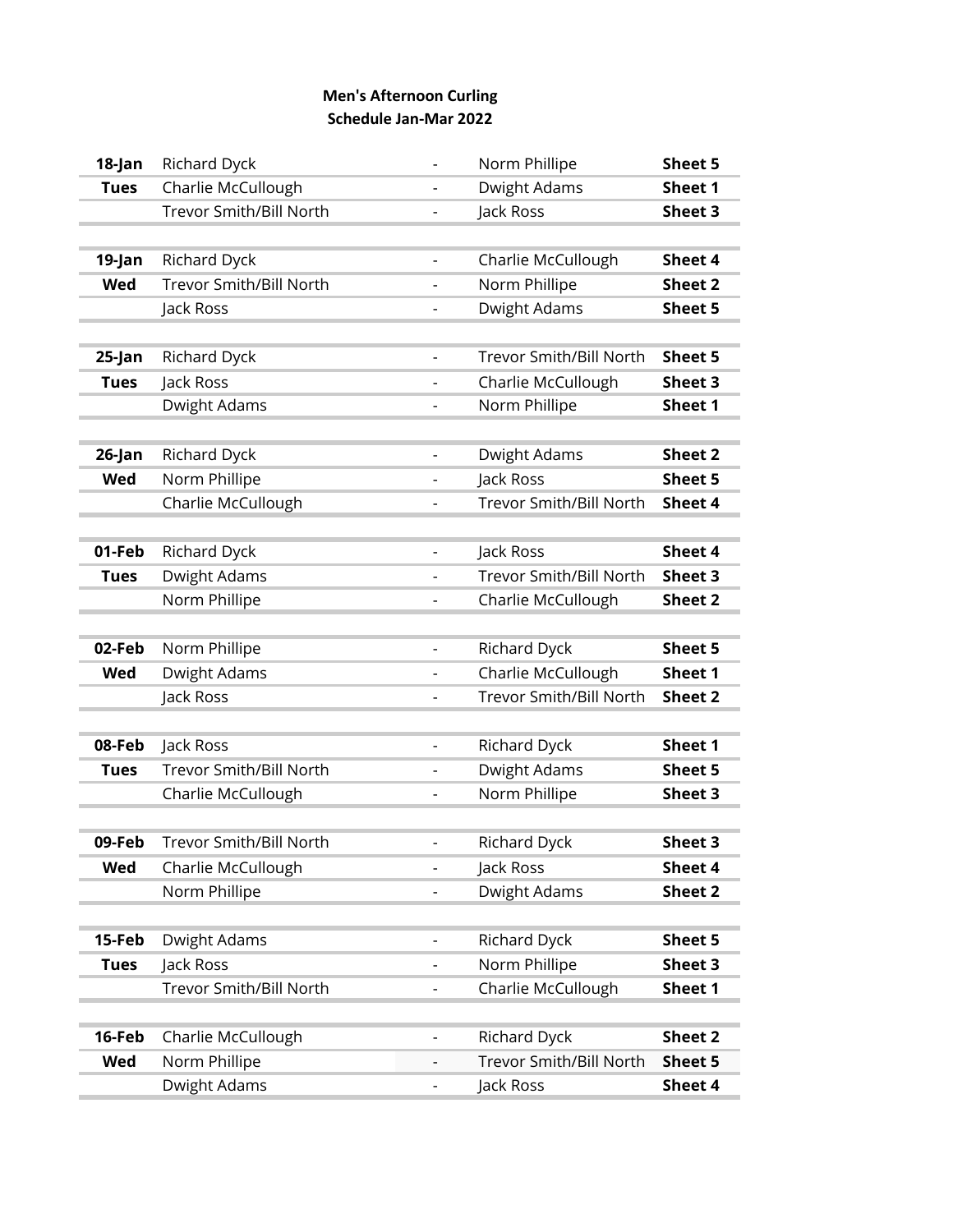**Men's Afternoon Curling**
**Schedule Jan-Mar 2022**

| | | | | |
|---|---|---|---|---|
| **18-Jan** | Richard Dyck | - | Norm Phillipe | **Sheet 5** |
| **Tues** | Charlie McCullough | - | Dwight Adams | **Sheet 1** |
| | Trevor Smith/Bill North | - | Jack Ross | **Sheet 3** |
| | | | | |
| **19-Jan** | Richard Dyck | - | Charlie McCullough | **Sheet 4** |
| **Wed** | Trevor Smith/Bill North | - | Norm Phillipe | **Sheet 2** |
| | Jack Ross | - | Dwight Adams | **Sheet 5** |
| | | | | |
| **25-Jan** | Richard Dyck | - | Trevor Smith/Bill North | **Sheet 5** |
| **Tues** | Jack Ross | - | Charlie McCullough | **Sheet 3** |
| | Dwight Adams | - | Norm Phillipe | **Sheet 1** |
| | | | | |
| **26-Jan** | Richard Dyck | - | Dwight Adams | **Sheet 2** |
| **Wed** | Norm Phillipe | - | Jack Ross | **Sheet 5** |
| | Charlie McCullough | - | Trevor Smith/Bill North | **Sheet 4** |
| | | | | |
| **01-Feb** | Richard Dyck | - | Jack Ross | **Sheet 4** |
| **Tues** | Dwight Adams | - | Trevor Smith/Bill North | **Sheet 3** |
| | Norm Phillipe | - | Charlie McCullough | **Sheet 2** |
| | | | | |
| **02-Feb** | Norm Phillipe | - | Richard Dyck | **Sheet 5** |
| **Wed** | Dwight Adams | - | Charlie McCullough | **Sheet 1** |
| | Jack Ross | - | Trevor Smith/Bill North | **Sheet 2** |
| | | | | |
| **08-Feb** | Jack Ross | - | Richard Dyck | **Sheet 1** |
| **Tues** | Trevor Smith/Bill North | - | Dwight Adams | **Sheet 5** |
| | Charlie McCullough | - | Norm Phillipe | **Sheet 3** |
| | | | | |
| **09-Feb** | Trevor Smith/Bill North | - | Richard Dyck | **Sheet 3** |
| **Wed** | Charlie McCullough | - | Jack Ross | **Sheet 4** |
| | Norm Phillipe | - | Dwight Adams | **Sheet 2** |
| | | | | |
| **15-Feb** | Dwight Adams | - | Richard Dyck | **Sheet 5** |
| **Tues** | Jack Ross | - | Norm Phillipe | **Sheet 3** |
| | Trevor Smith/Bill North | - | Charlie McCullough | **Sheet 1** |
| | | | | |
| **16-Feb** | Charlie McCullough | - | Richard Dyck | **Sheet 2** |
| **Wed** | Norm Phillipe | - | Trevor Smith/Bill North | **Sheet 5** |
| | Dwight Adams | - | Jack Ross | **Sheet 4** |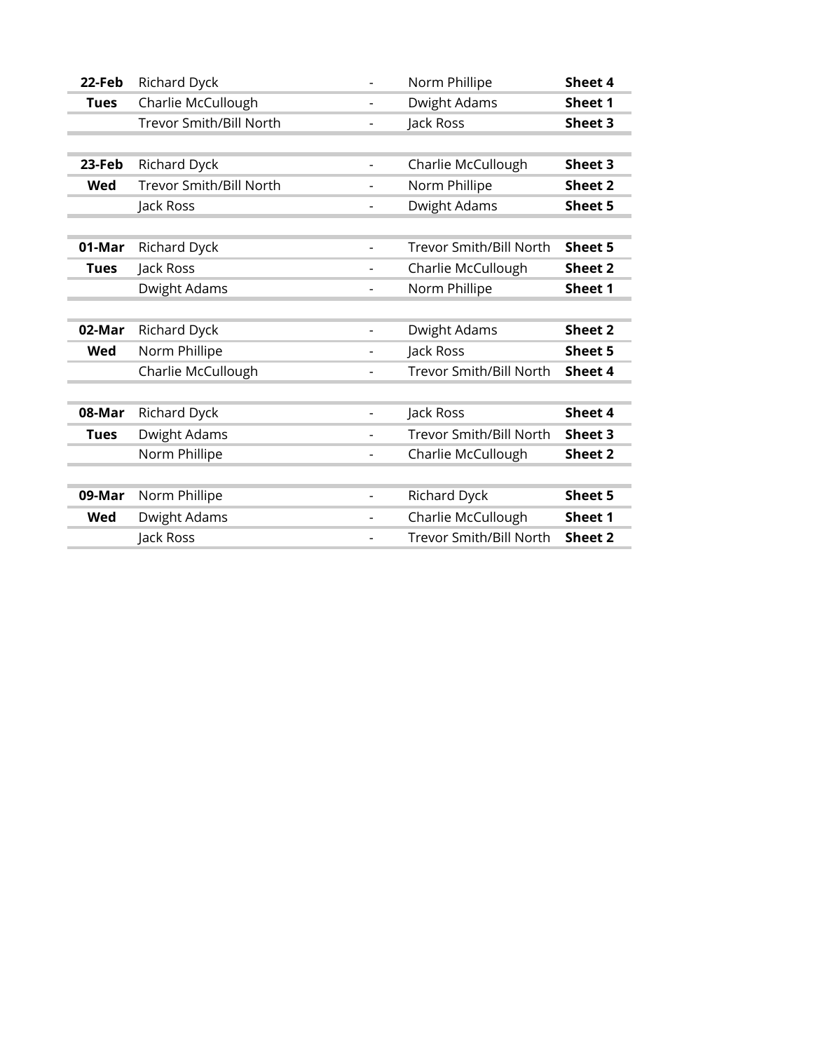| | | | | |
|---|---|---|---|---|
| **22-Feb** | Richard Dyck | - | Norm Phillipe | **Sheet 4** |
| **Tues** | Charlie McCullough | - | Dwight Adams | **Sheet 1** |
| | Trevor Smith/Bill North | - | Jack Ross | **Sheet 3** |
| | | | | |
| **23-Feb** | Richard Dyck | - | Charlie McCullough | **Sheet 3** |
| **Wed** | Trevor Smith/Bill North | - | Norm Phillipe | **Sheet 2** |
| | Jack Ross | - | Dwight Adams | **Sheet 5** |
| | | | | |
| **01-Mar** | Richard Dyck | - | Trevor Smith/Bill North | **Sheet 5** |
| **Tues** | Jack Ross | - | Charlie McCullough | **Sheet 2** |
| | Dwight Adams | - | Norm Phillipe | **Sheet 1** |
| | | | | |
| **02-Mar** | Richard Dyck | - | Dwight Adams | **Sheet 2** |
| **Wed** | Norm Phillipe | - | Jack Ross | **Sheet 5** |
| | Charlie McCullough | - | Trevor Smith/Bill North | **Sheet 4** |
| | | | | |
| **08-Mar** | Richard Dyck | - | Jack Ross | **Sheet 4** |
| **Tues** | Dwight Adams | - | Trevor Smith/Bill North | **Sheet 3** |
| | Norm Phillipe | - | Charlie McCullough | **Sheet 2** |
| | | | | |
| **09-Mar** | Norm Phillipe | - | Richard Dyck | **Sheet 5** |
| **Wed** | Dwight Adams | - | Charlie McCullough | **Sheet 1** |
| | Jack Ross | - | Trevor Smith/Bill North | **Sheet 2** |